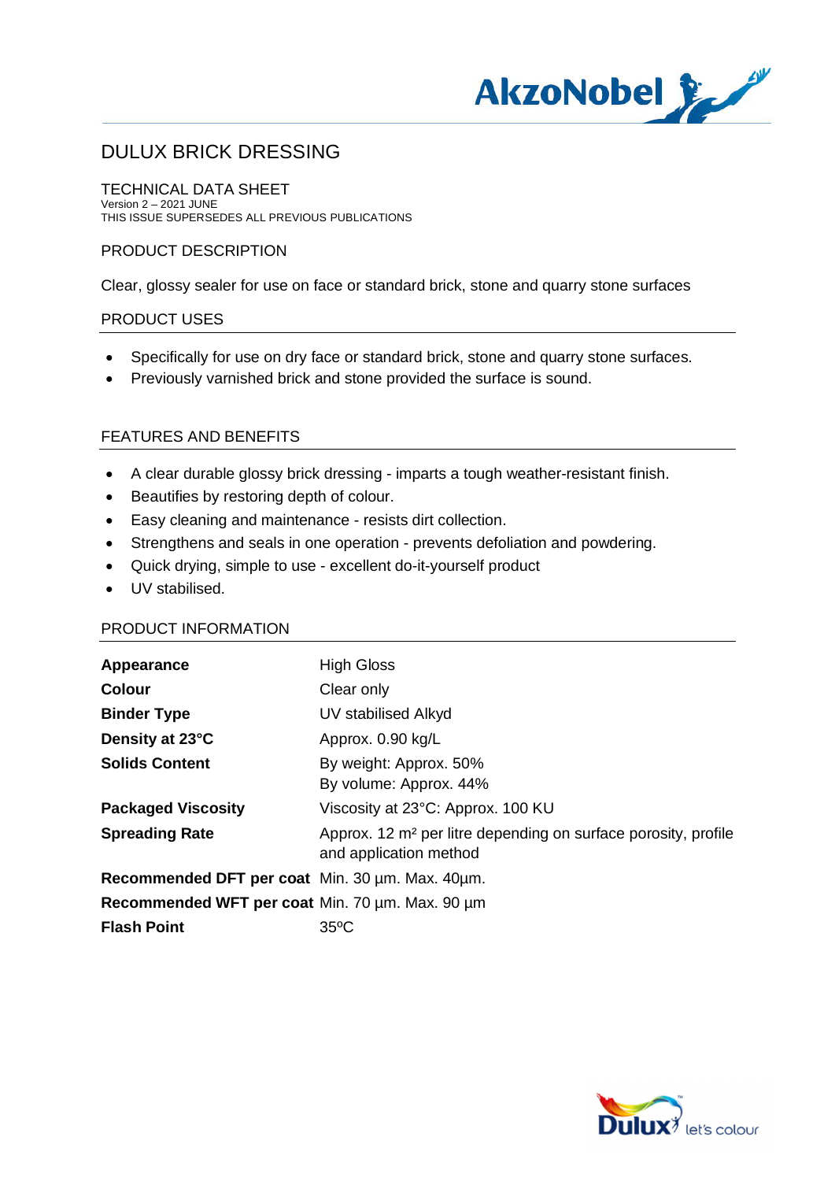# DULUX BRICK DRESSING

TECHNICAL DATA SHEET
Version 2 – 2021 JUNE
THIS ISSUE SUPERSEDES ALL PREVIOUS PUBLICATIONS

## PRODUCT DESCRIPTION

Clear, glossy sealer for use on face or standard brick, stone and quarry stone surfaces

## PRODUCT USES

- Specifically for use on dry face or standard brick, stone and quarry stone surfaces.
- Previously varnished brick and stone provided the surface is sound.

## FEATURES AND BENEFITS

- A clear durable glossy brick dressing - imparts a tough weather-resistant finish.
- Beautifies by restoring depth of colour.
- Easy cleaning and maintenance - resists dirt collection.
- Strengthens and seals in one operation - prevents defoliation and powdering.
- Quick drying, simple to use - excellent do-it-yourself product
- UV stabilised.

## PRODUCT INFORMATION

| | |
|---|---|
| **Appearance** | High Gloss |
| **Colour** | Clear only |
| **Binder Type** | UV stabilised Alkyd |
| **Density at 23°C** | Approx. 0.90 kg/L |
| **Solids Content** | By weight: Approx. 50%<br>By volume: Approx. 44% |
| **Packaged Viscosity** | Viscosity at 23°C: Approx. 100 KU |
| **Spreading Rate** | Approx. 12 m² per litre depending on surface porosity, profile and application method |
| **Recommended DFT per coat** | Min. 30 µm. Max. 40µm. |
| **Recommended WFT per coat** | Min. 70 µm. Max. 90 µm |
| **Flash Point** | 35ºC |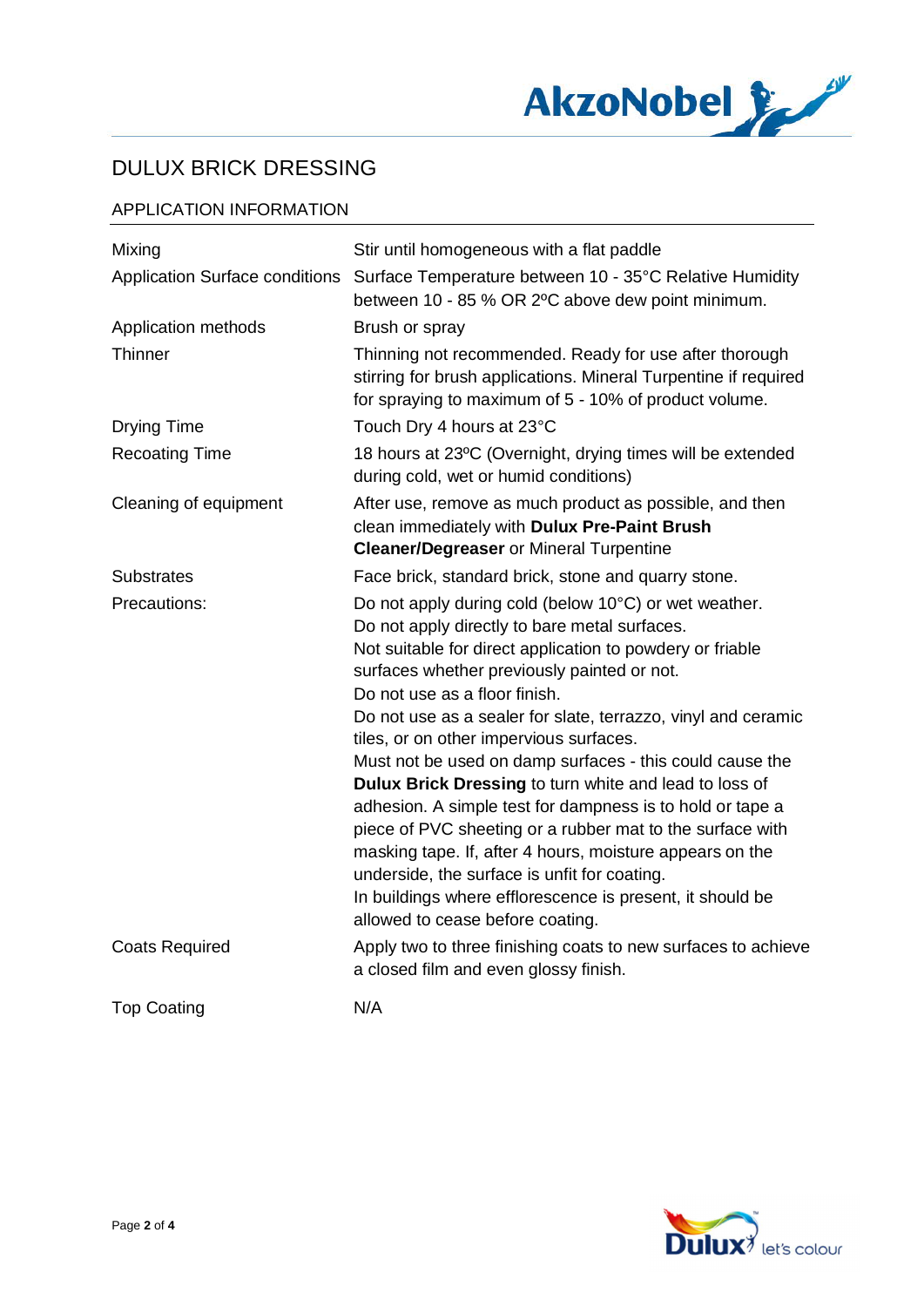# DULUX BRICK DRESSING

## APPLICATION INFORMATION

| | |
|---|---|
| Mixing | Stir until homogeneous with a flat paddle |
| Application Surface conditions | Surface Temperature between 10 - 35°C Relative Humidity between 10 - 85 % OR 2ºC above dew point minimum. |
| Application methods | Brush or spray |
| Thinner | Thinning not recommended. Ready for use after thorough stirring for brush applications. Mineral Turpentine if required for spraying to maximum of 5 - 10% of product volume. |
| Drying Time | Touch Dry 4 hours at 23°C |
| Recoating Time | 18 hours at 23ºC (Overnight, drying times will be extended during cold, wet or humid conditions) |
| Cleaning of equipment | After use, remove as much product as possible, and then clean immediately with **Dulux Pre-Paint Brush Cleaner/Degreaser** or Mineral Turpentine |
| Substrates | Face brick, standard brick, stone and quarry stone. |
| Precautions: | Do not apply during cold (below 10°C) or wet weather.<br>Do not apply directly to bare metal surfaces.<br>Not suitable for direct application to powdery or friable surfaces whether previously painted or not.<br>Do not use as a floor finish.<br>Do not use as a sealer for slate, terrazzo, vinyl and ceramic tiles, or on other impervious surfaces.<br>Must not be used on damp surfaces - this could cause the **Dulux Brick Dressing** to turn white and lead to loss of adhesion. A simple test for dampness is to hold or tape a piece of PVC sheeting or a rubber mat to the surface with masking tape. If, after 4 hours, moisture appears on the underside, the surface is unfit for coating.<br>In buildings where efflorescence is present, it should be allowed to cease before coating. |
| Coats Required | Apply two to three finishing coats to new surfaces to achieve a closed film and even glossy finish. |
| Top Coating | N/A |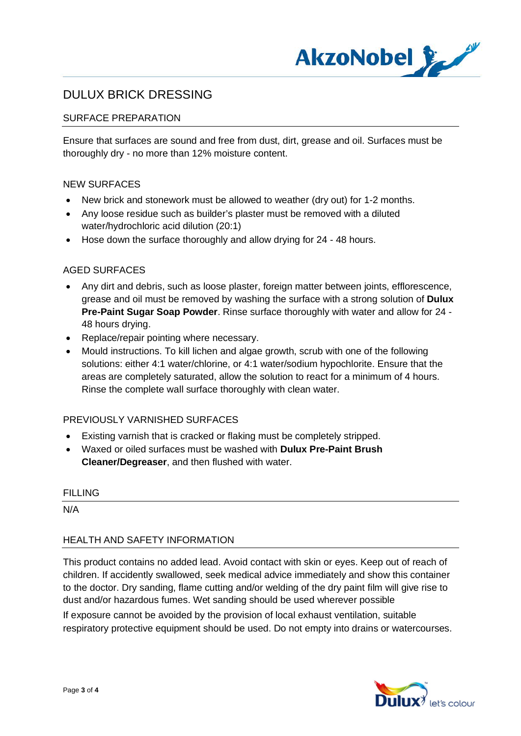# DULUX BRICK DRESSING

## SURFACE PREPARATION

Ensure that surfaces are sound and free from dust, dirt, grease and oil. Surfaces must be thoroughly dry - no more than 12% moisture content.

### NEW SURFACES

- New brick and stonework must be allowed to weather (dry out) for 1-2 months.
- Any loose residue such as builder's plaster must be removed with a diluted water/hydrochloric acid dilution (20:1)
- Hose down the surface thoroughly and allow drying for 24 - 48 hours.

### AGED SURFACES

- Any dirt and debris, such as loose plaster, foreign matter between joints, efflorescence, grease and oil must be removed by washing the surface with a strong solution of **Dulux Pre-Paint Sugar Soap Powder**. Rinse surface thoroughly with water and allow for 24 - 48 hours drying.
- Replace/repair pointing where necessary.
- Mould instructions. To kill lichen and algae growth, scrub with one of the following solutions: either 4:1 water/chlorine, or 4:1 water/sodium hypochlorite. Ensure that the areas are completely saturated, allow the solution to react for a minimum of 4 hours. Rinse the complete wall surface thoroughly with clean water.

### PREVIOUSLY VARNISHED SURFACES

- Existing varnish that is cracked or flaking must be completely stripped.
- Waxed or oiled surfaces must be washed with **Dulux Pre-Paint Brush Cleaner/Degreaser**, and then flushed with water.

## FILLING

N/A

## HEALTH AND SAFETY INFORMATION

This product contains no added lead. Avoid contact with skin or eyes. Keep out of reach of children. If accidently swallowed, seek medical advice immediately and show this container to the doctor. Dry sanding, flame cutting and/or welding of the dry paint film will give rise to dust and/or hazardous fumes. Wet sanding should be used wherever possible

If exposure cannot be avoided by the provision of local exhaust ventilation, suitable respiratory protective equipment should be used. Do not empty into drains or watercourses.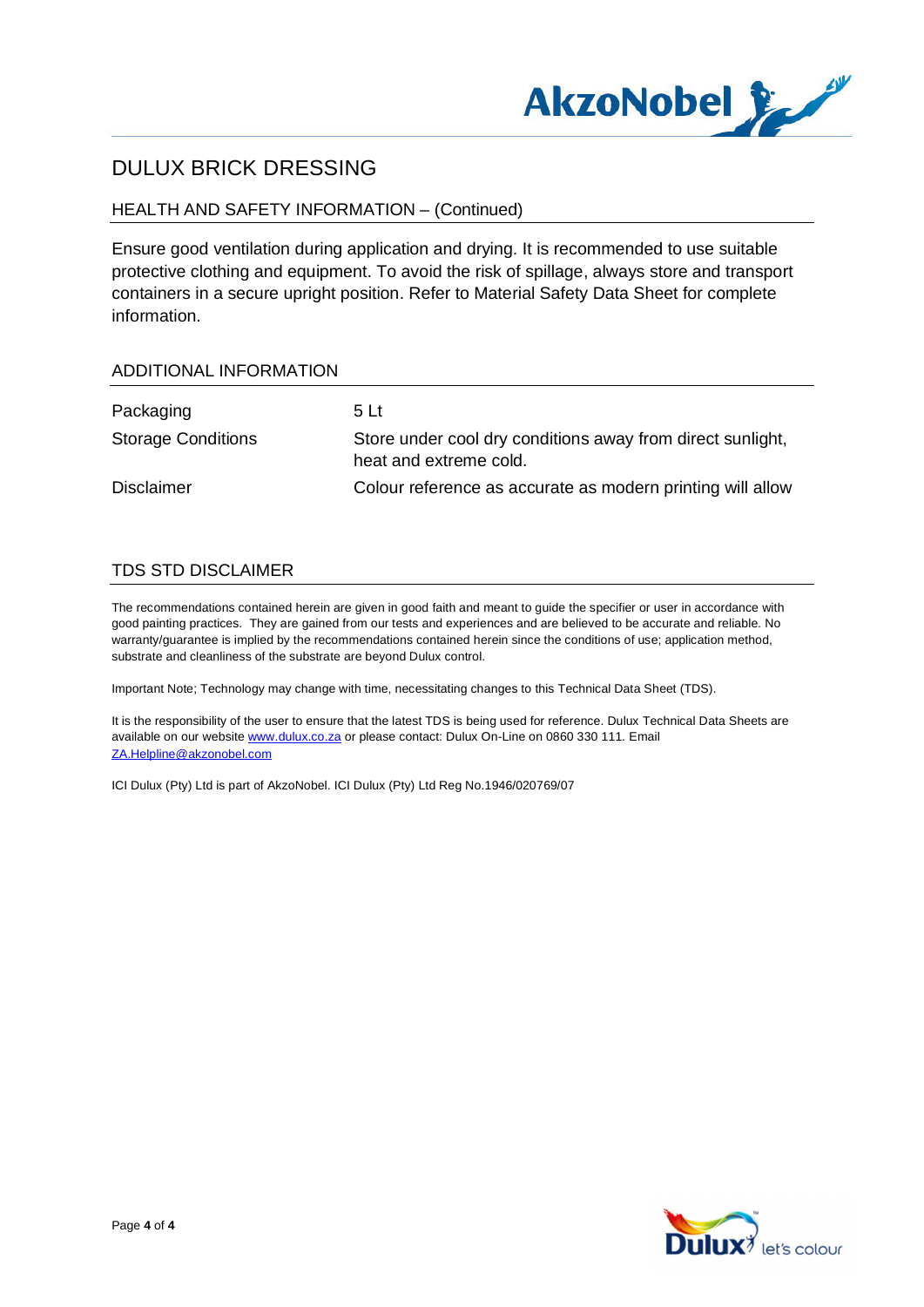# DULUX BRICK DRESSING

## HEALTH AND SAFETY INFORMATION – (Continued)

Ensure good ventilation during application and drying. It is recommended to use suitable protective clothing and equipment. To avoid the risk of spillage, always store and transport containers in a secure upright position. Refer to Material Safety Data Sheet for complete information.

## ADDITIONAL INFORMATION

| | |
|---|---|
| Packaging | 5 Lt |
| Storage Conditions | Store under cool dry conditions away from direct sunlight, heat and extreme cold. |
| Disclaimer | Colour reference as accurate as modern printing will allow |

## TDS STD DISCLAIMER

The recommendations contained herein are given in good faith and meant to guide the specifier or user in accordance with good painting practices. They are gained from our tests and experiences and are believed to be accurate and reliable. No warranty/guarantee is implied by the recommendations contained herein since the conditions of use; application method, substrate and cleanliness of the substrate are beyond Dulux control.

Important Note; Technology may change with time, necessitating changes to this Technical Data Sheet (TDS).

It is the responsibility of the user to ensure that the latest TDS is being used for reference. Dulux Technical Data Sheets are available on our website www.dulux.co.za or please contact: Dulux On-Line on 0860 330 111. Email ZA.Helpline@akzonobel.com

ICI Dulux (Pty) Ltd is part of AkzoNobel. ICI Dulux (Pty) Ltd Reg No.1946/020769/07